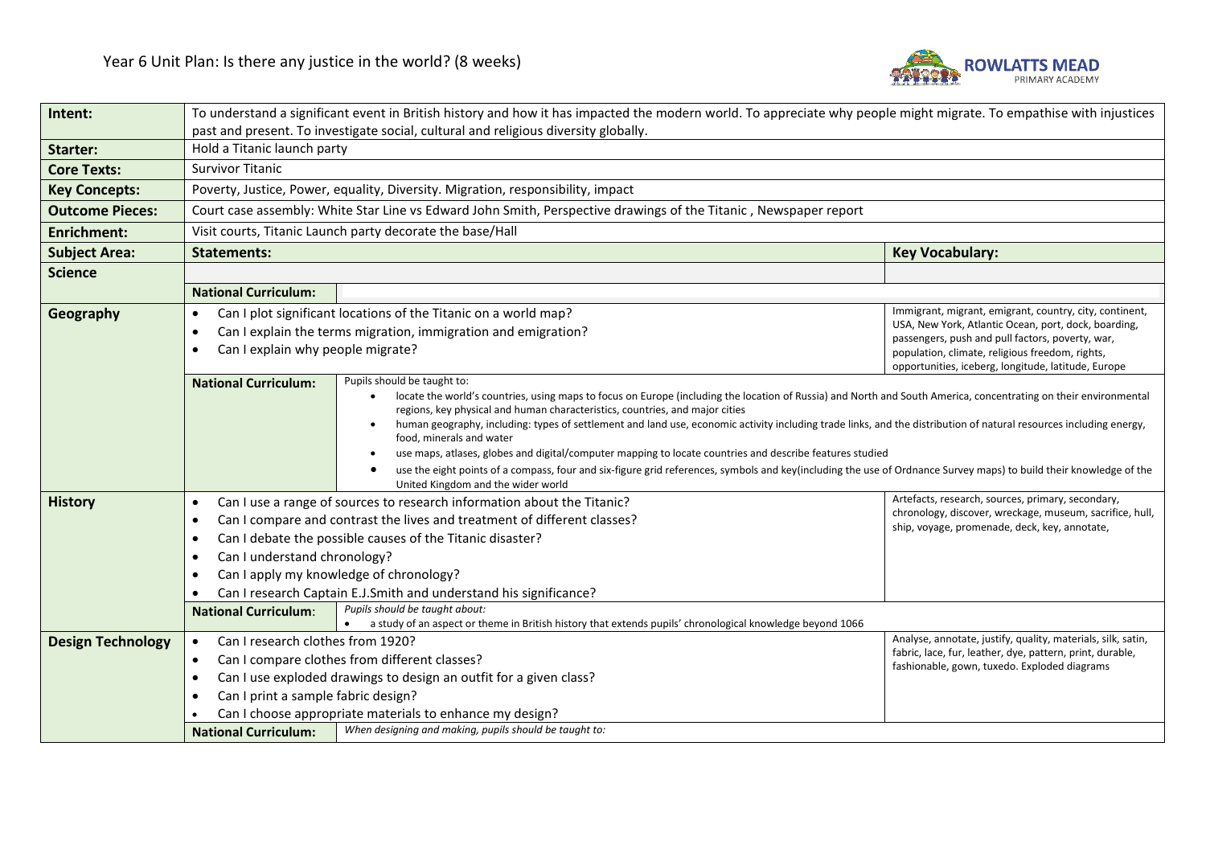# Year 6 Unit Plan: Is there any justice in the world? (8 weeks)

ROWLATTS MEAD PRIMARY ACADEMY

| | | | |
|---|---|---|---|
| **Intent:** | To understand a significant event in British history and how it has impacted the modern world. To appreciate why people might migrate. To empathise with injustices past and present. To investigate social, cultural and religious diversity globally. | | |
| **Starter:** | Hold a Titanic launch party | | |
| **Core Texts:** | Survivor Titanic | | |
| **Key Concepts:** | Poverty, Justice, Power, equality, Diversity. Migration, responsibility, impact | | |
| **Outcome Pieces:** | Court case assembly: White Star Line vs Edward John Smith, Perspective drawings of the Titanic , Newspaper report | | |
| **Enrichment:** | Visit courts, Titanic Launch party decorate the base/Hall | | |
| **Subject Area:** | **Statements:** | | **Key Vocabulary:** |
| **Science** | | | |
| | **National Curriculum:** | | |
| **Geography** | • Can I plot significant locations of the Titanic on a world map?<br>• Can I explain the terms migration, immigration and emigration?<br>• Can I explain why people migrate? | | Immigrant, migrant, emigrant, country, city, continent, USA, New York, Atlantic Ocean, port, dock, boarding, passengers, push and pull factors, poverty, war, population, climate, religious freedom, rights, opportunities, iceberg, longitude, latitude, Europe |
| | **National Curriculum:** | Pupils should be taught to:<br>• locate the world's countries, using maps to focus on Europe (including the location of Russia) and North and South America, concentrating on their environmental regions, key physical and human characteristics, countries, and major cities<br>• human geography, including: types of settlement and land use, economic activity including trade links, and the distribution of natural resources including energy, food, minerals and water<br>• use maps, atlases, globes and digital/computer mapping to locate countries and describe features studied<br>• use the eight points of a compass, four and six-figure grid references, symbols and key(including the use of Ordnance Survey maps) to build their knowledge of the United Kingdom and the wider world | |
| **History** | • Can I use a range of sources to research information about the Titanic?<br>• Can I compare and contrast the lives and treatment of different classes?<br>• Can I debate the possible causes of the Titanic disaster?<br>• Can I understand chronology?<br>• Can I apply my knowledge of chronology?<br>• Can I research Captain E.J.Smith and understand his significance? | | Artefacts, research, sources, primary, secondary, chronology, discover, wreckage, museum, sacrifice, hull, ship, voyage, promenade, deck, key, annotate, |
| | **National Curriculum**: | *Pupils should be taught about:*<br>• a study of an aspect or theme in British history that extends pupils' chronological knowledge beyond 1066 | |
| **Design Technology** | • Can I research clothes from 1920?<br>• Can I compare clothes from different classes?<br>• Can I use exploded drawings to design an outfit for a given class?<br>• Can I print a sample fabric design?<br>• Can I choose appropriate materials to enhance my design? | | Analyse, annotate, justify, quality, materials, silk, satin, fabric, lace, fur, leather, dye, pattern, print, durable, fashionable, gown, tuxedo. Exploded diagrams |
| | **National Curriculum:** | *When designing and making, pupils should be taught to:* | |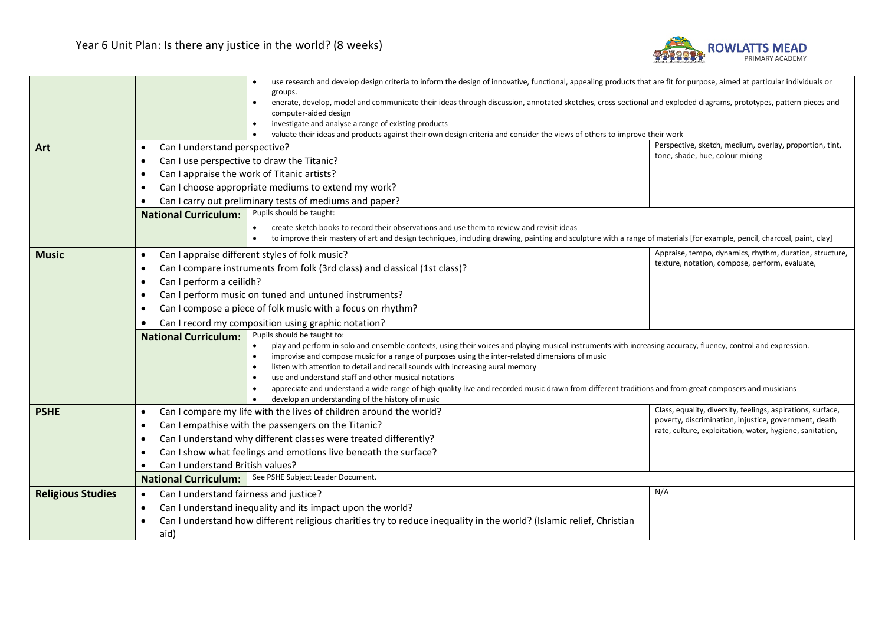# Year 6 Unit Plan: Is there any justice in the world? (8 weeks)

| Subject | Key Questions | | Vocabulary |
|---|---|---|---|
| | | • use research and develop design criteria to inform the design of innovative, functional, appealing products that are fit for purpose, aimed at particular individuals or groups.<br>• enerate, develop, model and communicate their ideas through discussion, annotated sketches, cross-sectional and exploded diagrams, prototypes, pattern pieces and computer-aided design<br>• investigate and analyse a range of existing products<br>• valuate their ideas and products against their own design criteria and consider the views of others to improve their work | |
| **Art** | • Can I understand perspective?<br>• Can I use perspective to draw the Titanic?<br>• Can I appraise the work of Titanic artists?<br>• Can I choose appropriate mediums to extend my work?<br>• Can I carry out preliminary tests of mediums and paper? | | Perspective, sketch, medium, overlay, proportion, tint, tone, shade, hue, colour mixing |
| | **National Curriculum:** | Pupils should be taught:<br>• create sketch books to record their observations and use them to review and revisit ideas<br>• to improve their mastery of art and design techniques, including drawing, painting and sculpture with a range of materials [for example, pencil, charcoal, paint, clay] | |
| **Music** | • Can I appraise different styles of folk music?<br>• Can I compare instruments from folk (3rd class) and classical (1st class)?<br>• Can I perform a ceilidh?<br>• Can I perform music on tuned and untuned instruments?<br>• Can I compose a piece of folk music with a focus on rhythm?<br>• Can I record my composition using graphic notation? | | Appraise, tempo, dynamics, rhythm, duration, structure, texture, notation, compose, perform, evaluate, |
| | **National Curriculum:** | Pupils should be taught to:<br>• play and perform in solo and ensemble contexts, using their voices and playing musical instruments with increasing accuracy, fluency, control and expression.<br>• improvise and compose music for a range of purposes using the inter-related dimensions of music<br>• listen with attention to detail and recall sounds with increasing aural memory<br>• use and understand staff and other musical notations<br>• appreciate and understand a wide range of high-quality live and recorded music drawn from different traditions and from great composers and musicians<br>• develop an understanding of the history of music | |
| **PSHE** | • Can I compare my life with the lives of children around the world?<br>• Can I empathise with the passengers on the Titanic?<br>• Can I understand why different classes were treated differently?<br>• Can I show what feelings and emotions live beneath the surface?<br>• Can I understand British values? | | Class, equality, diversity, feelings, aspirations, surface, poverty, discrimination, injustice, government, death rate, culture, exploitation, water, hygiene, sanitation, |
| | **National Curriculum:** | See PSHE Subject Leader Document. | |
| **Religious Studies** | • Can I understand fairness and justice?<br>• Can I understand inequality and its impact upon the world?<br>• Can I understand how different religious charities try to reduce inequality in the world? (Islamic relief, Christian aid) | | N/A |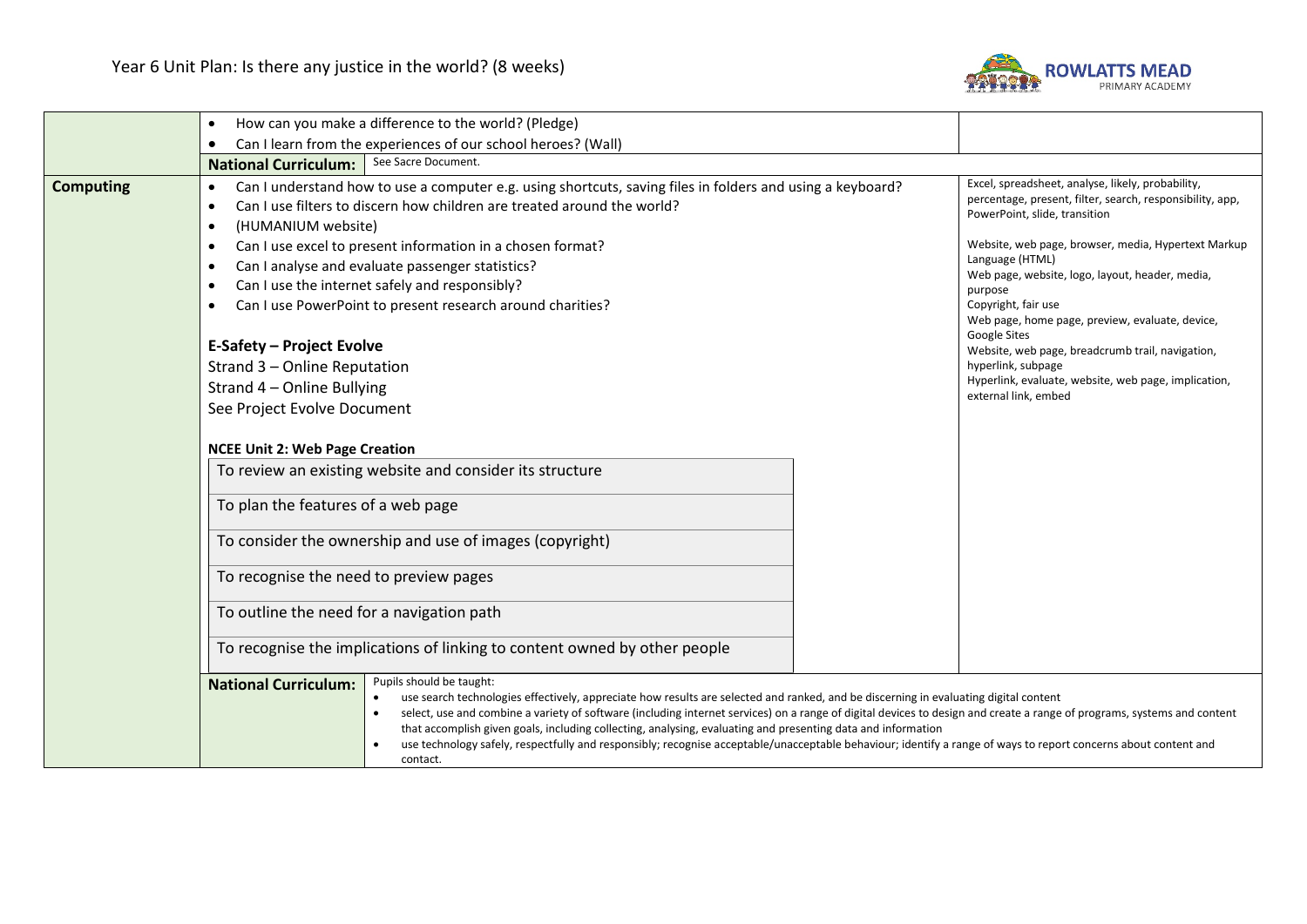# Year 6 Unit Plan: Is there any justice in the world? (8 weeks)

| | | |
|---|---|---|
| | • How can you make a difference to the world? (Pledge)<br>• Can I learn from the experiences of our school heroes? (Wall)<br>**National Curriculum:** See Sacre Document. | |
| **Computing** | • Can I understand how to use a computer e.g. using shortcuts, saving files in folders and using a keyboard?<br>• Can I use filters to discern how children are treated around the world?<br>• (HUMANIUM website)<br>• Can I use excel to present information in a chosen format?<br>• Can I analyse and evaluate passenger statistics?<br>• Can I use the internet safely and responsibly?<br>• Can I use PowerPoint to present research around charities?<br><br>**E-Safety – Project Evolve**<br>Strand 3 – Online Reputation<br>Strand 4 – Online Bullying<br>See Project Evolve Document<br><br>**NCEE Unit 2: Web Page Creation**<br>To review an existing website and consider its structure<br>To plan the features of a web page<br>To consider the ownership and use of images (copyright)<br>To recognise the need to preview pages<br>To outline the need for a navigation path<br>To recognise the implications of linking to content owned by other people | Excel, spreadsheet, analyse, likely, probability, percentage, present, filter, search, responsibility, app, PowerPoint, slide, transition<br><br>Website, web page, browser, media, Hypertext Markup Language (HTML)<br>Web page, website, logo, layout, header, media, purpose<br>Copyright, fair use<br>Web page, home page, preview, evaluate, device, Google Sites<br>Website, web page, breadcrumb trail, navigation, hyperlink, subpage<br>Hyperlink, evaluate, website, web page, implication, external link, embed |
| | **National Curriculum:** Pupils should be taught:<br>• use search technologies effectively, appreciate how results are selected and ranked, and be discerning in evaluating digital content<br>• select, use and combine a variety of software (including internet services) on a range of digital devices to design and create a range of programs, systems and content that accomplish given goals, including collecting, analysing, evaluating and presenting data and information<br>• use technology safely, respectfully and responsibly; recognise acceptable/unacceptable behaviour; identify a range of ways to report concerns about content and contact. | |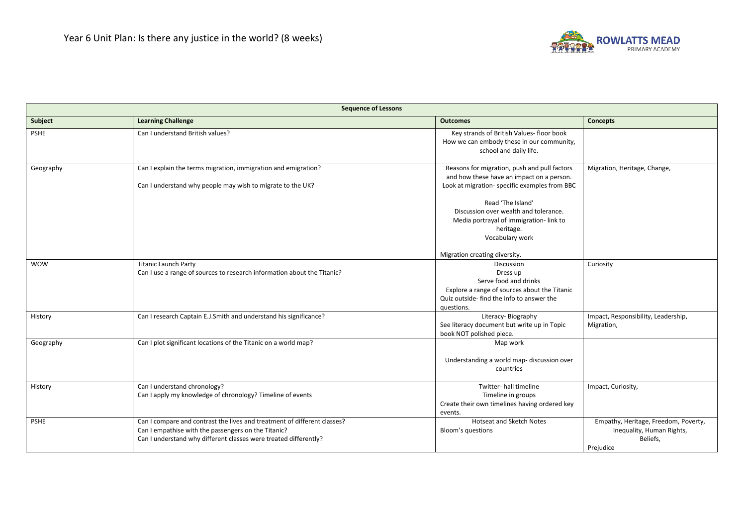# Year 6 Unit Plan: Is there any justice in the world? (8 weeks)

ROWLATTS MEAD PRIMARY ACADEMY

| Sequence of Lessons | | | |
|---|---|---|---|
| **Subject** | **Learning Challenge** | **Outcomes** | **Concepts** |
| PSHE | Can I understand British values? | Key strands of British Values- floor book<br>How we can embody these in our community, school and daily life. | |
| Geography | Can I explain the terms migration, immigration and emigration?<br><br>Can I understand why people may wish to migrate to the UK? | Reasons for migration, push and pull factors and how these have an impact on a person.<br>Look at migration- specific examples from BBC<br><br>Read 'The Island'<br>Discussion over wealth and tolerance.<br>Media portrayal of immigration- link to heritage.<br>Vocabulary work<br><br>Migration creating diversity. | Migration, Heritage, Change, |
| WOW | Titanic Launch Party<br>Can I use a range of sources to research information about the Titanic? | Discussion<br>Dress up<br>Serve food and drinks<br>Explore a range of sources about the Titanic<br>Quiz outside- find the info to answer the questions. | Curiosity |
| History | Can I research Captain E.J.Smith and understand his significance? | Literacy- Biography<br>See literacy document but write up in Topic book NOT polished piece. | Impact, Responsibility, Leadership, Migration, |
| Geography | Can I plot significant locations of the Titanic on a world map? | Map work<br><br>Understanding a world map- discussion over countries | |
| History | Can I understand chronology?<br>Can I apply my knowledge of chronology? Timeline of events | Twitter- hall timeline<br>Timeline in groups<br>Create their own timelines having ordered key events. | Impact, Curiosity, |
| PSHE | Can I compare and contrast the lives and treatment of different classes?<br>Can I empathise with the passengers on the Titanic?<br>Can I understand why different classes were treated differently? | Hotseat and Sketch Notes<br>Bloom's questions | Empathy, Heritage, Freedom, Poverty, Inequality, Human Rights, Beliefs,<br>Prejudice |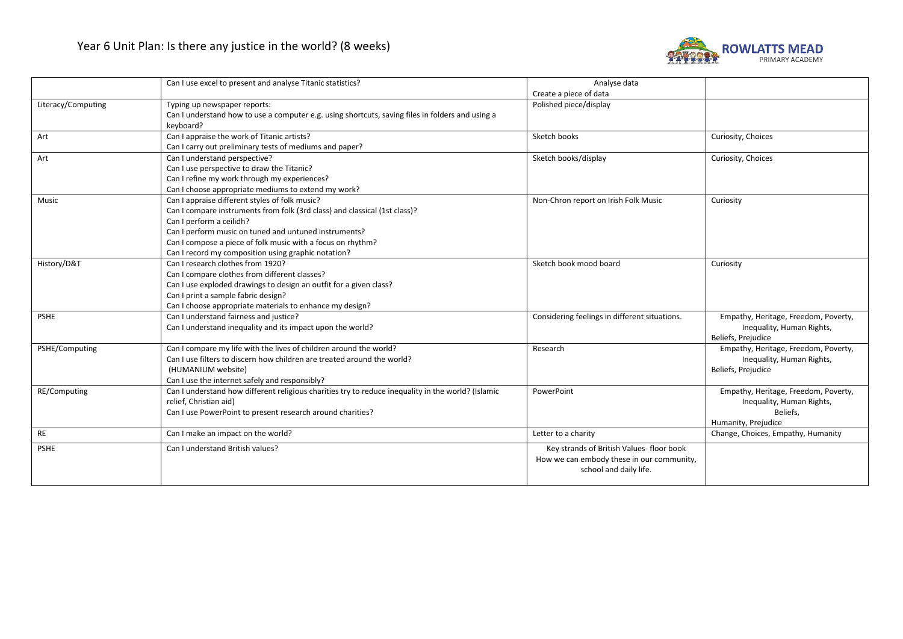# Year 6 Unit Plan: Is there any justice in the world? (8 weeks)

ROWLATTS MEAD PRIMARY ACADEMY

| | | | |
|---|---|---|---|
| | Can I use excel to present and analyse Titanic statistics? | Analyse data<br>Create a piece of data | |
| Literacy/Computing | Typing up newspaper reports:<br>Can I understand how to use a computer e.g. using shortcuts, saving files in folders and using a keyboard? | Polished piece/display | |
| Art | Can I appraise the work of Titanic artists?<br>Can I carry out preliminary tests of mediums and paper? | Sketch books | Curiosity, Choices |
| Art | Can I understand perspective?<br>Can I use perspective to draw the Titanic?<br>Can I refine my work through my experiences?<br>Can I choose appropriate mediums to extend my work? | Sketch books/display | Curiosity, Choices |
| Music | Can I appraise different styles of folk music?<br>Can I compare instruments from folk (3rd class) and classical (1st class)?<br>Can I perform a ceilidh?<br>Can I perform music on tuned and untuned instruments?<br>Can I compose a piece of folk music with a focus on rhythm?<br>Can I record my composition using graphic notation? | Non-Chron report on Irish Folk Music | Curiosity |
| History/D&T | Can I research clothes from 1920?<br>Can I compare clothes from different classes?<br>Can I use exploded drawings to design an outfit for a given class?<br>Can I print a sample fabric design?<br>Can I choose appropriate materials to enhance my design? | Sketch book mood board | Curiosity |
| PSHE | Can I understand fairness and justice?<br>Can I understand inequality and its impact upon the world? | Considering feelings in different situations. | Empathy, Heritage, Freedom, Poverty, Inequality, Human Rights, Beliefs, Prejudice |
| PSHE/Computing | Can I compare my life with the lives of children around the world?<br>Can I use filters to discern how children are treated around the world? (HUMANIUM website)<br>Can I use the internet safely and responsibly? | Research | Empathy, Heritage, Freedom, Poverty, Inequality, Human Rights, Beliefs, Prejudice |
| RE/Computing | Can I understand how different religious charities try to reduce inequality in the world? (Islamic relief, Christian aid)<br>Can I use PowerPoint to present research around charities? | PowerPoint | Empathy, Heritage, Freedom, Poverty, Inequality, Human Rights, Beliefs, Humanity, Prejudice |
| RE | Can I make an impact on the world? | Letter to a charity | Change, Choices, Empathy, Humanity |
| PSHE | Can I understand British values? | Key strands of British Values- floor book<br>How we can embody these in our community, school and daily life. | |